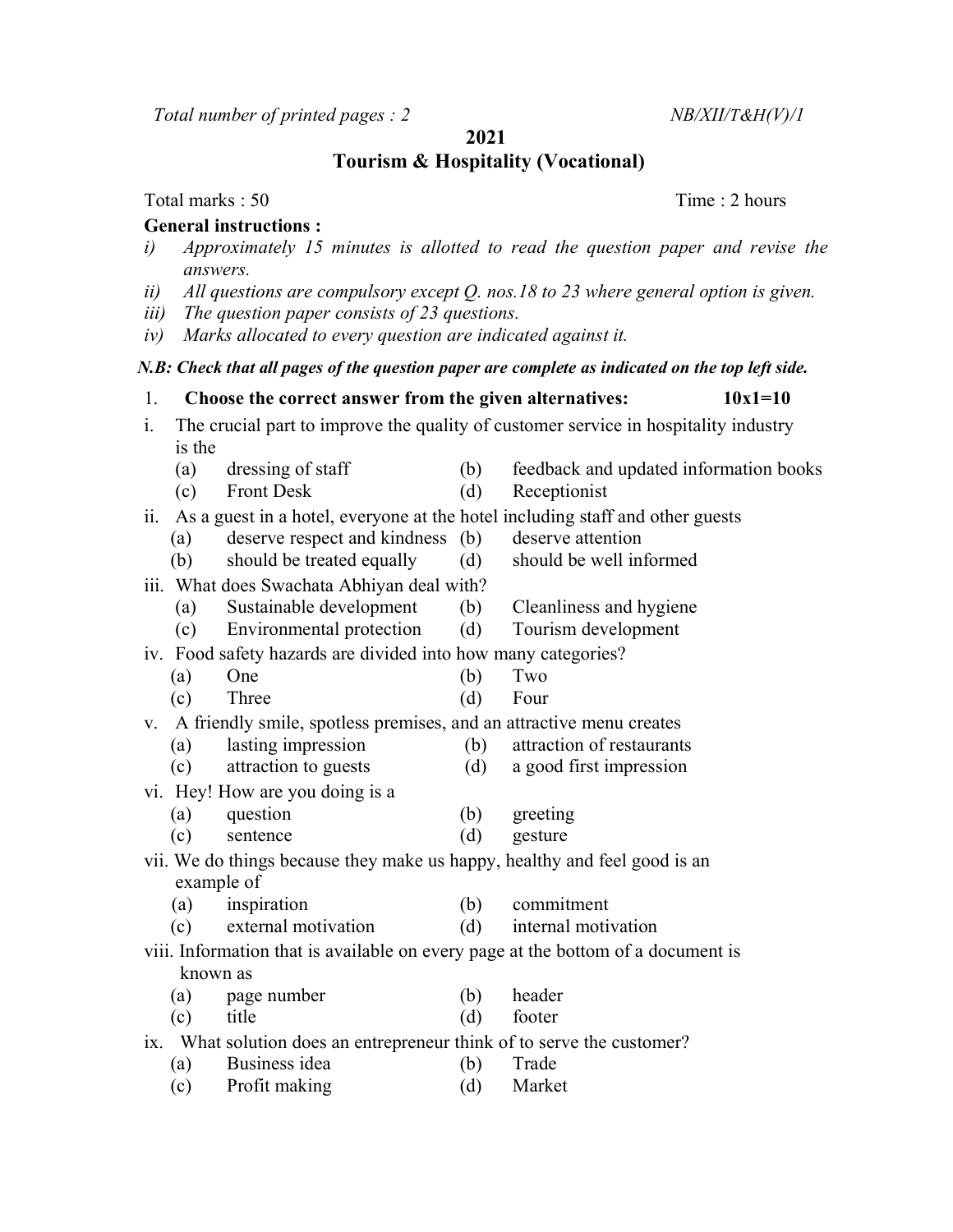*Total number of printed pages : 2* *NB/XII/T&H(V)/1*

**2021**

**Tourism & Hospitality (Vocational)**

Total marks : 50 Time : 2 hours

**General instructions :**

*i) Approximately 15 minutes is allotted to read the question paper and revise the answers.*

*ii) All questions are compulsory except Q. nos.18 to 23 where general option is given.*

*iii) The question paper consists of 23 questions.*

*iv) Marks allocated to every question are indicated against it.*

***N.B: Check that all pages of the question paper are complete as indicated on the top left side.***

1. **Choose the correct answer from the given alternatives: 10x1=10**

i. The crucial part to improve the quality of customer service in hospitality industry is the

- (a) dressing of staff
- (b) feedback and updated information books
- (c) Front Desk
- (d) Receptionist

ii. As a guest in a hotel, everyone at the hotel including staff and other guests

- (a) deserve respect and kindness
- (b) deserve attention
- (b) should be treated equally
- (d) should be well informed

iii. What does Swachata Abhiyan deal with?

- (a) Sustainable development
- (b) Cleanliness and hygiene
- (c) Environmental protection
- (d) Tourism development

iv. Food safety hazards are divided into how many categories?

- (a) One
- (b) Two
- (c) Three
- (d) Four

v. A friendly smile, spotless premises, and an attractive menu creates

- (a) lasting impression
- (b) attraction of restaurants
- (c) attraction to guests
- (d) a good first impression

vi. Hey! How are you doing is a

- (a) question
- (b) greeting
- (c) sentence
- (d) gesture

vii. We do things because they make us happy, healthy and feel good is an example of

- (a) inspiration
- (b) commitment
- (c) external motivation
- (d) internal motivation

viii. Information that is available on every page at the bottom of a document is known as

- (a) page number
- (b) header
- (c) title
- (d) footer

ix. What solution does an entrepreneur think of to serve the customer?

- (a) Business idea
- (b) Trade
- (c) Profit making
- (d) Market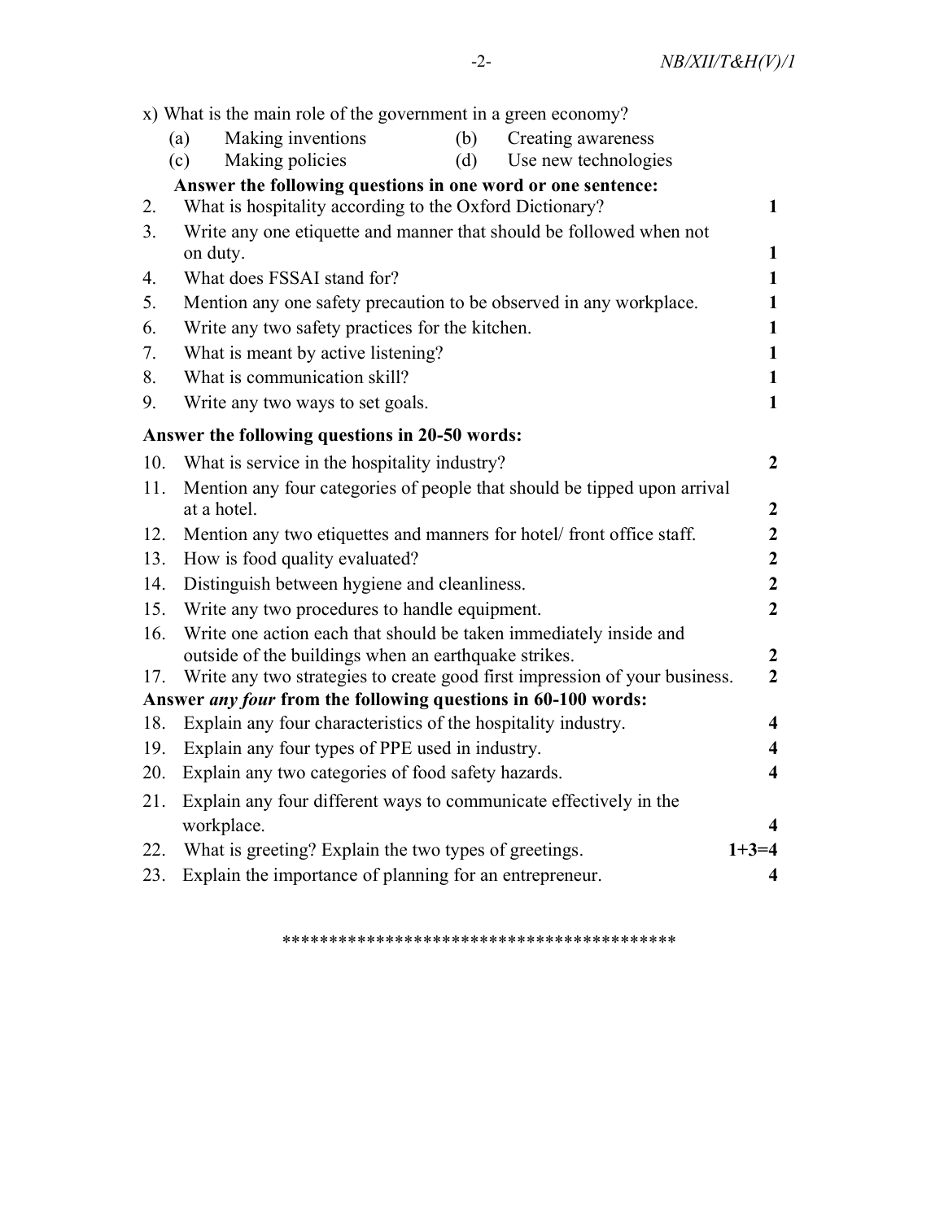x) What is the main role of the government in a green economy?

(a) Making inventions (b) Creating awareness
(c) Making policies (d) Use new technologies

**Answer the following questions in one word or one sentence:**

2. What is hospitality according to the Oxford Dictionary? **1**
3. Write any one etiquette and manner that should be followed when not on duty. **1**
4. What does FSSAI stand for? **1**
5. Mention any one safety precaution to be observed in any workplace. **1**
6. Write any two safety practices for the kitchen. **1**
7. What is meant by active listening? **1**
8. What is communication skill? **1**
9. Write any two ways to set goals. **1**

**Answer the following questions in 20-50 words:**

10. What is service in the hospitality industry? **2**
11. Mention any four categories of people that should be tipped upon arrival at a hotel. **2**
12. Mention any two etiquettes and manners for hotel/ front office staff. **2**
13. How is food quality evaluated? **2**
14. Distinguish between hygiene and cleanliness. **2**
15. Write any two procedures to handle equipment. **2**
16. Write one action each that should be taken immediately inside and outside of the buildings when an earthquake strikes. **2**
17. Write any two strategies to create good first impression of your business. **2**

**Answer *any four* from the following questions in 60-100 words:**

18. Explain any four characteristics of the hospitality industry. **4**
19. Explain any four types of PPE used in industry. **4**
20. Explain any two categories of food safety hazards. **4**
21. Explain any four different ways to communicate effectively in the workplace. **4**
22. What is greeting? Explain the two types of greetings. **1+3=4**
23. Explain the importance of planning for an entrepreneur. **4**

*****************************************